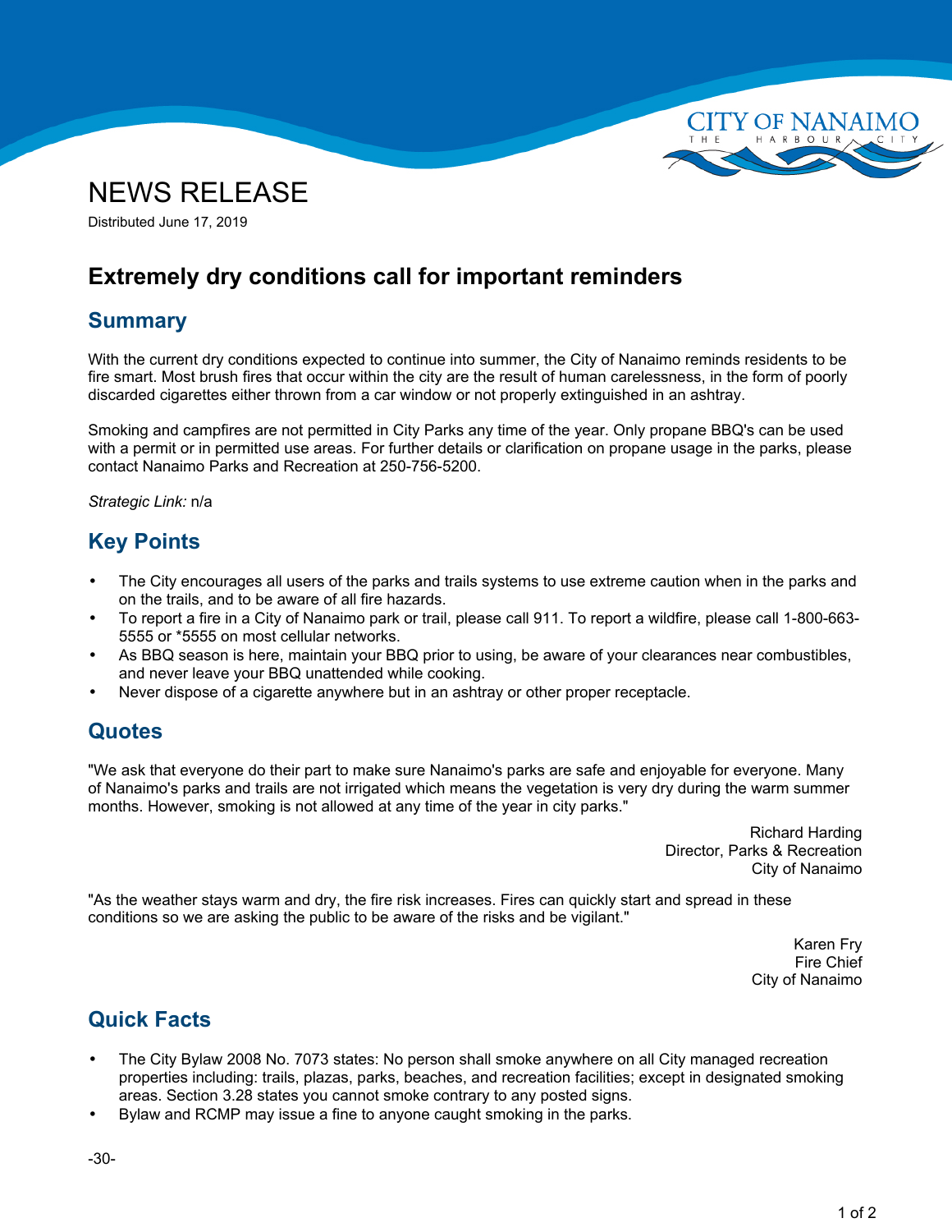CITY OF NANAIMO
THE HARBOUR CITY

# NEWS RELEASE

Distributed June 17, 2019

## Extremely dry conditions call for important reminders

### Summary

With the current dry conditions expected to continue into summer, the City of Nanaimo reminds residents to be fire smart. Most brush fires that occur within the city are the result of human carelessness, in the form of poorly discarded cigarettes either thrown from a car window or not properly extinguished in an ashtray.

Smoking and campfires are not permitted in City Parks any time of the year. Only propane BBQ's can be used with a permit or in permitted use areas. For further details or clarification on propane usage in the parks, please contact Nanaimo Parks and Recreation at 250-756-5200.

*Strategic Link:* n/a

### Key Points

- The City encourages all users of the parks and trails systems to use extreme caution when in the parks and on the trails, and to be aware of all fire hazards.
- To report a fire in a City of Nanaimo park or trail, please call 911. To report a wildfire, please call 1-800-663-5555 or *5555 on most cellular networks.
- As BBQ season is here, maintain your BBQ prior to using, be aware of your clearances near combustibles, and never leave your BBQ unattended while cooking.
- Never dispose of a cigarette anywhere but in an ashtray or other proper receptacle.

### Quotes

"We ask that everyone do their part to make sure Nanaimo's parks are safe and enjoyable for everyone. Many of Nanaimo's parks and trails are not irrigated which means the vegetation is very dry during the warm summer months. However, smoking is not allowed at any time of the year in city parks."

Richard Harding
Director, Parks & Recreation
City of Nanaimo

"As the weather stays warm and dry, the fire risk increases. Fires can quickly start and spread in these conditions so we are asking the public to be aware of the risks and be vigilant."

Karen Fry
Fire Chief
City of Nanaimo

### Quick Facts

- The City Bylaw 2008 No. 7073 states: No person shall smoke anywhere on all City managed recreation properties including: trails, plazas, parks, beaches, and recreation facilities; except in designated smoking areas. Section 3.28 states you cannot smoke contrary to any posted signs.
- Bylaw and RCMP may issue a fine to anyone caught smoking in the parks.

-30-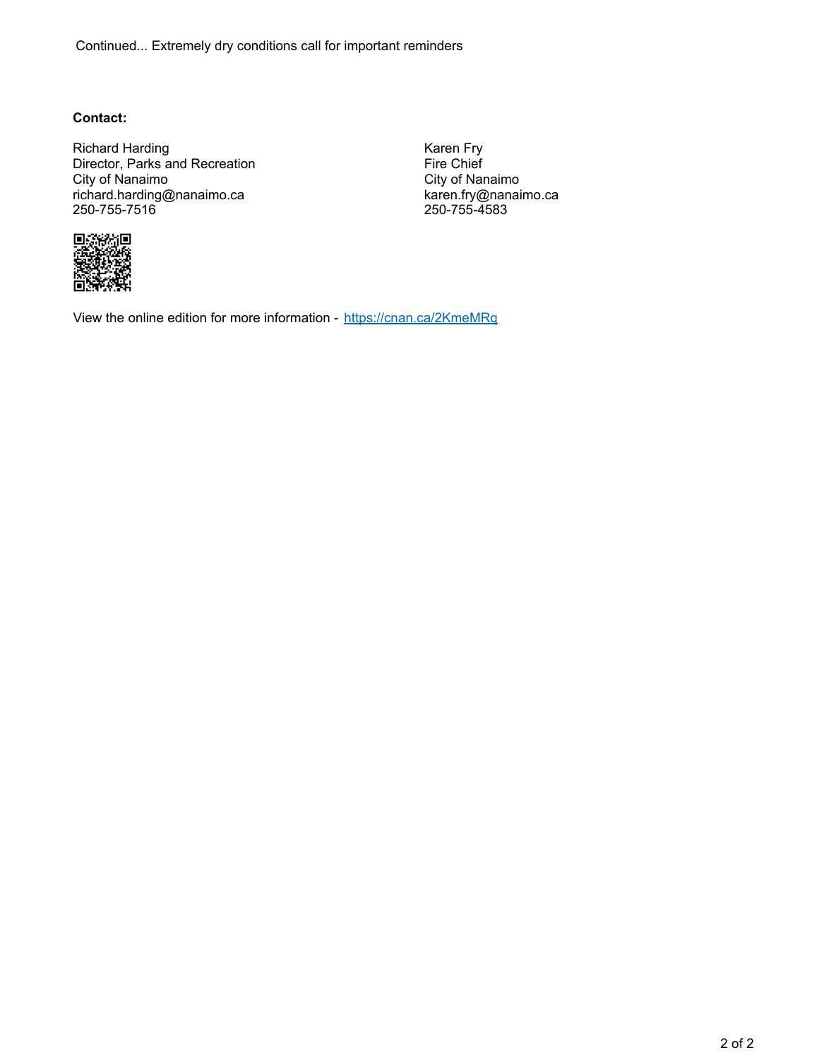Continued... Extremely dry conditions call for important reminders

**Contact:**

Richard Harding
Director, Parks and Recreation
City of Nanaimo
richard.harding@nanaimo.ca
250-755-7516

Karen Fry
Fire Chief
City of Nanaimo
karen.fry@nanaimo.ca
250-755-4583

View the online edition for more information - https://cnan.ca/2KmeMRq